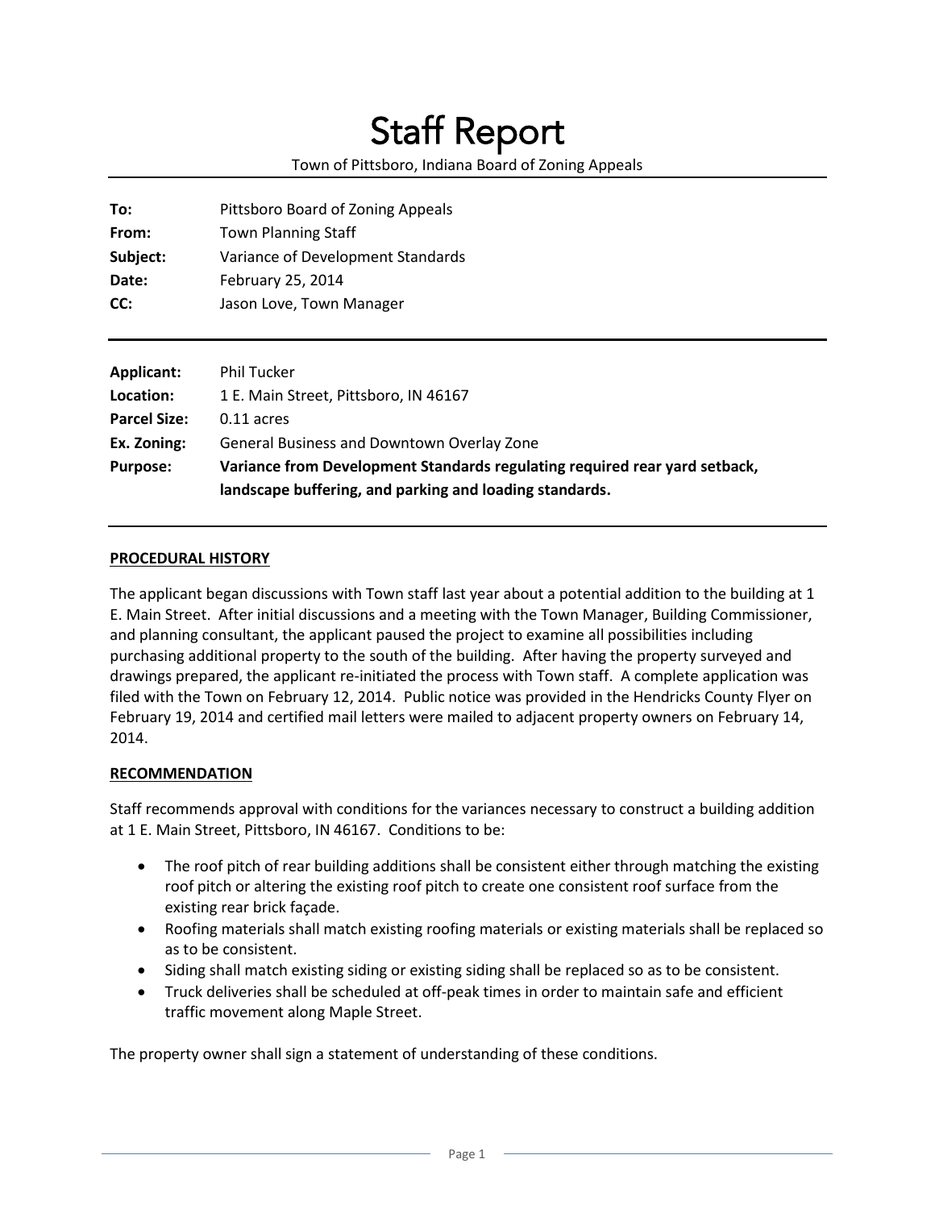# Staff Report

Town of Pittsboro, Indiana Board of Zoning Appeals

| | |
|---|---|
| **To:** | Pittsboro Board of Zoning Appeals |
| **From:** | Town Planning Staff |
| **Subject:** | Variance of Development Standards |
| **Date:** | February 25, 2014 |
| **CC:** | Jason Love, Town Manager |

| | |
|---|---|
| **Applicant:** | Phil Tucker |
| **Location:** | 1 E. Main Street, Pittsboro, IN 46167 |
| **Parcel Size:** | 0.11 acres |
| **Ex. Zoning:** | General Business and Downtown Overlay Zone |
| **Purpose:** | **Variance from Development Standards regulating required rear yard setback, landscape buffering, and parking and loading standards.** |

## PROCEDURAL HISTORY

The applicant began discussions with Town staff last year about a potential addition to the building at 1 E. Main Street. After initial discussions and a meeting with the Town Manager, Building Commissioner, and planning consultant, the applicant paused the project to examine all possibilities including purchasing additional property to the south of the building. After having the property surveyed and drawings prepared, the applicant re-initiated the process with Town staff. A complete application was filed with the Town on February 12, 2014. Public notice was provided in the Hendricks County Flyer on February 19, 2014 and certified mail letters were mailed to adjacent property owners on February 14, 2014.

## RECOMMENDATION

Staff recommends approval with conditions for the variances necessary to construct a building addition at 1 E. Main Street, Pittsboro, IN 46167. Conditions to be:

- The roof pitch of rear building additions shall be consistent either through matching the existing roof pitch or altering the existing roof pitch to create one consistent roof surface from the existing rear brick façade.
- Roofing materials shall match existing roofing materials or existing materials shall be replaced so as to be consistent.
- Siding shall match existing siding or existing siding shall be replaced so as to be consistent.
- Truck deliveries shall be scheduled at off-peak times in order to maintain safe and efficient traffic movement along Maple Street.

The property owner shall sign a statement of understanding of these conditions.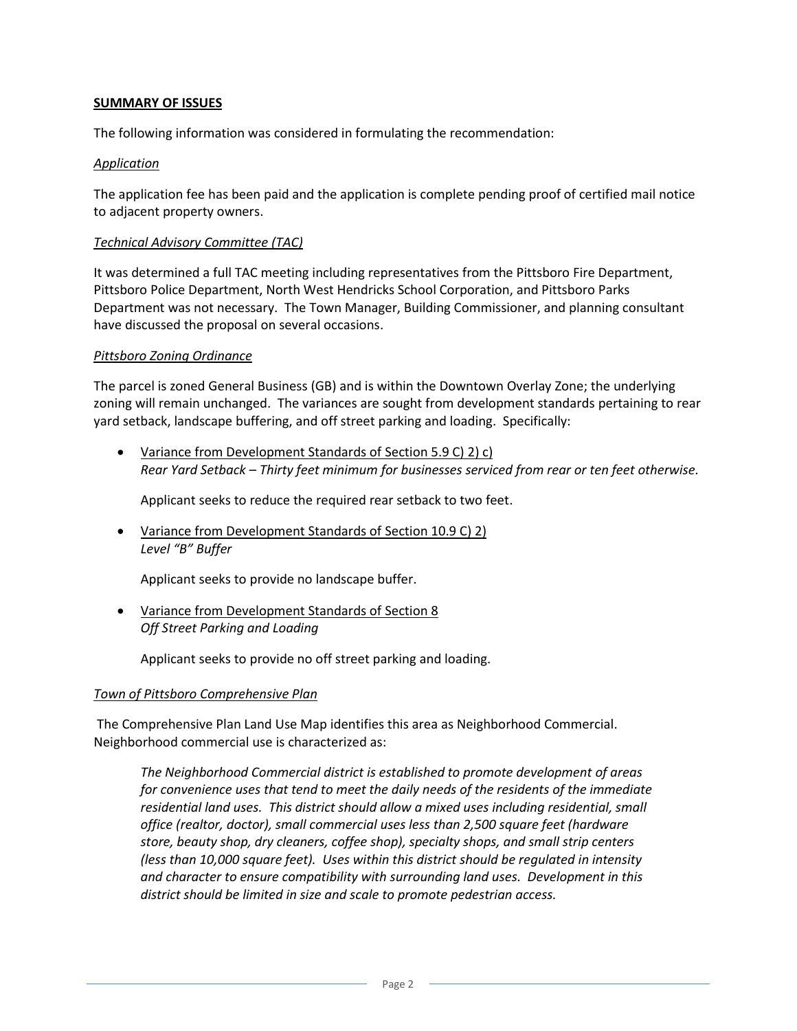**SUMMARY OF ISSUES**

The following information was considered in formulating the recommendation:

*Application*

The application fee has been paid and the application is complete pending proof of certified mail notice to adjacent property owners.

*Technical Advisory Committee (TAC)*

It was determined a full TAC meeting including representatives from the Pittsboro Fire Department, Pittsboro Police Department, North West Hendricks School Corporation, and Pittsboro Parks Department was not necessary. The Town Manager, Building Commissioner, and planning consultant have discussed the proposal on several occasions.

*Pittsboro Zoning Ordinance*

The parcel is zoned General Business (GB) and is within the Downtown Overlay Zone; the underlying zoning will remain unchanged. The variances are sought from development standards pertaining to rear yard setback, landscape buffering, and off street parking and loading. Specifically:

- Variance from Development Standards of Section 5.9 C) 2) c)
  *Rear Yard Setback – Thirty feet minimum for businesses serviced from rear or ten feet otherwise.*

  Applicant seeks to reduce the required rear setback to two feet.

- Variance from Development Standards of Section 10.9 C) 2)
  *Level "B" Buffer*

  Applicant seeks to provide no landscape buffer.

- Variance from Development Standards of Section 8
  *Off Street Parking and Loading*

  Applicant seeks to provide no off street parking and loading.

*Town of Pittsboro Comprehensive Plan*

The Comprehensive Plan Land Use Map identifies this area as Neighborhood Commercial. Neighborhood commercial use is characterized as:

> *The Neighborhood Commercial district is established to promote development of areas for convenience uses that tend to meet the daily needs of the residents of the immediate residential land uses. This district should allow a mixed uses including residential, small office (realtor, doctor), small commercial uses less than 2,500 square feet (hardware store, beauty shop, dry cleaners, coffee shop), specialty shops, and small strip centers (less than 10,000 square feet). Uses within this district should be regulated in intensity and character to ensure compatibility with surrounding land uses. Development in this district should be limited in size and scale to promote pedestrian access.*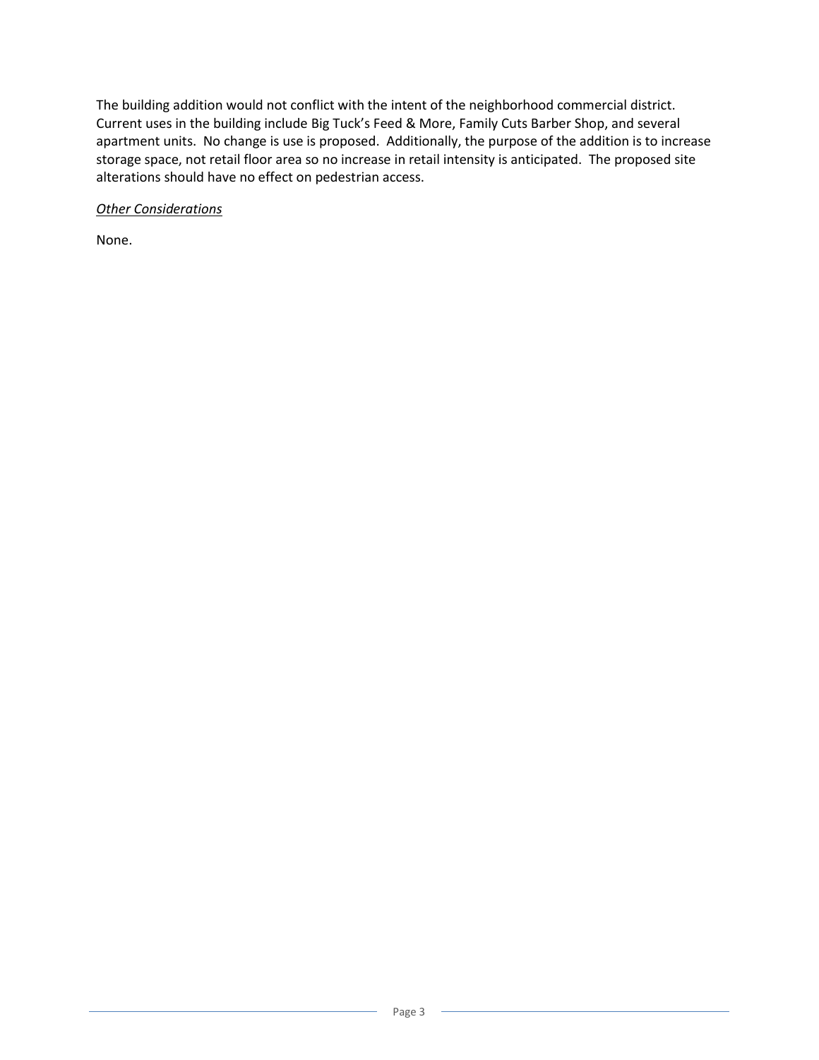The building addition would not conflict with the intent of the neighborhood commercial district. Current uses in the building include Big Tuck's Feed & More, Family Cuts Barber Shop, and several apartment units. No change is use is proposed. Additionally, the purpose of the addition is to increase storage space, not retail floor area so no increase in retail intensity is anticipated. The proposed site alterations should have no effect on pedestrian access.

*Other Considerations*

None.